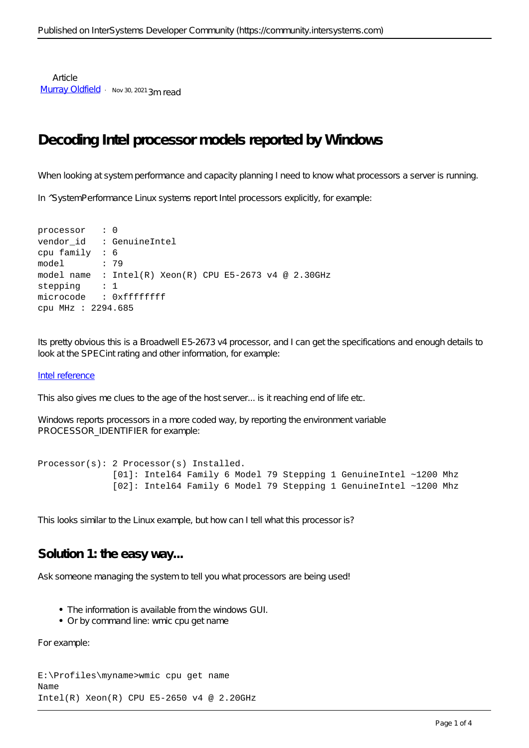Article
[Murray Oldfield](#) · Nov 30, 2021 3m read

# Decoding Intel processor models reported by Windows

When looking at system performance and capacity planning I need to know what processors a server is running.

In ^SystemPerformance Linux systems report Intel processors explicitly, for example:

```
processor   : 0
vendor_id   : GenuineIntel
cpu family  : 6
model       : 79
model name  : Intel(R) Xeon(R) CPU E5-2673 v4 @ 2.30GHz
stepping    : 1
microcode   : 0xffffffff
cpu MHz : 2294.685
```

Its pretty obvious this is a Broadwell E5-2673 v4 processor, and I can get the specifications and enough details to look at the SPECint rating and other information, for example:

[Intel reference](#)

This also gives me clues to the age of the host server... is it reaching end of life etc.

Windows reports processors in a more coded way, by reporting the environment variable PROCESSOR_IDENTIFIER for example:

```
Processor(s): 2 Processor(s) Installed.
              [01]: Intel64 Family 6 Model 79 Stepping 1 GenuineIntel ~1200 Mhz
              [02]: Intel64 Family 6 Model 79 Stepping 1 GenuineIntel ~1200 Mhz
```

This looks similar to the Linux example, but how can I tell what this processor is?

## Solution 1: the easy way...

Ask someone managing the system to tell you what processors are being used!

- The information is available from the windows GUI.
- Or by command line: wmic cpu get name

For example:

```
E:\Profiles\myname>wmic cpu get name
Name
Intel(R) Xeon(R) CPU E5-2650 v4 @ 2.20GHz
```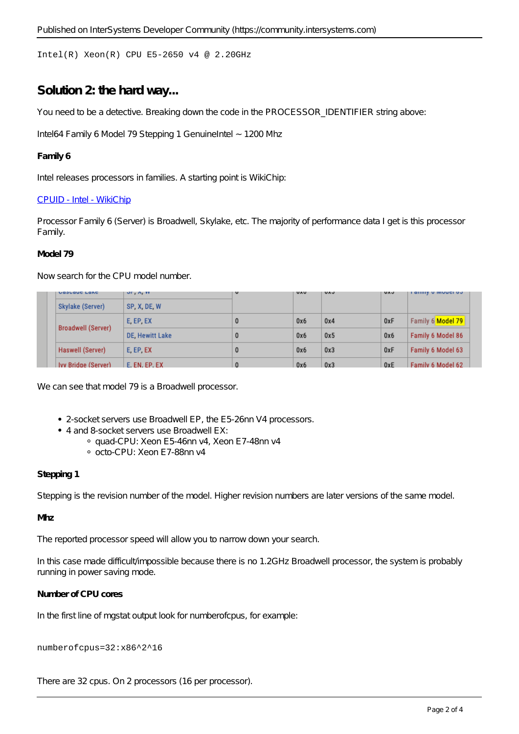```
Intel(R) Xeon(R) CPU E5-2650 v4 @ 2.20GHz
```

## Solution 2: the hard way...

You need to be a detective. Breaking down the code in the PROCESSOR_IDENTIFIER string above:

Intel64 Family 6 Model 79 Stepping 1 GenuineIntel ~ 1200 Mhz

#### Family 6

Intel releases processors in families. A starting point is WikiChip:

[CPUID - Intel - WikiChip]()

Processor Family 6 (Server) is Broadwell, Skylake, etc. The majority of performance data I get is this processor Family.

#### Model 79

Now search for the CPU model number.

| | | | | | | |
|---|---|---|---|---|---|---|
| Cascade Lake | SP, X, W | 0 | 0x6 | 0x5 | 0x5 | Family 6 Model 85 |
| Skylake (Server) | SP, X, DE, W | | | | | |
| Broadwell (Server) | E, EP, EX | 0 | 0x6 | 0x4 | 0xF | Family 6 Model 79 |
| | DE, Hewitt Lake | 0 | 0x6 | 0x5 | 0x6 | Family 6 Model 86 |
| Haswell (Server) | E, EP, EX | 0 | 0x6 | 0x3 | 0xF | Family 6 Model 63 |
| Ivy Bridge (Server) | E, EN, EP, EX | 0 | 0x6 | 0x3 | 0xE | Family 6 Model 62 |

We can see that model 79 is a Broadwell processor.

- 2-socket servers use Broadwell EP, the E5-26nn V4 processors.
- 4 and 8-socket servers use Broadwell EX:
  - quad-CPU: Xeon E5-46nn v4, Xeon E7-48nn v4
  - octo-CPU: Xeon E7-88nn v4

#### Stepping 1

Stepping is the revision number of the model. Higher revision numbers are later versions of the same model.

#### Mhz

The reported processor speed will allow you to narrow down your search.

In this case made difficult/impossible because there is no 1.2GHz Broadwell processor, the system is probably running in power saving mode.

#### Number of CPU cores

In the first line of mgstat output look for numberofcpus, for example:

```
numberofcpus=32:x86^2^16
```

There are 32 cpus. On 2 processors (16 per processor).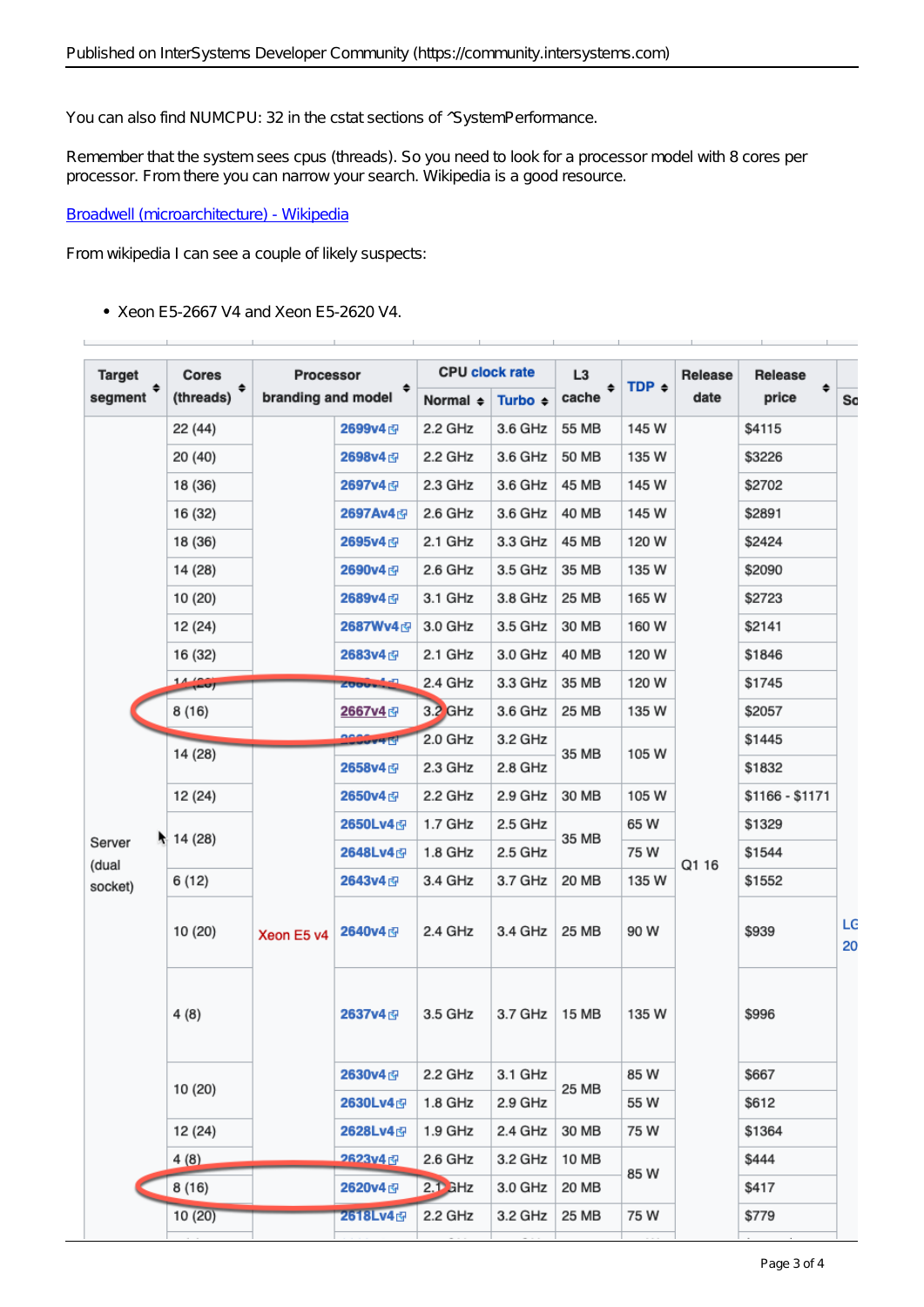You can also find NUMCPU: 32 in the cstat sections of ^SystemPerformance.

Remember that the system sees cpus (threads). So you need to look for a processor model with 8 cores per processor. From there you can narrow your search. Wikipedia is a good resource.

[Broadwell (microarchitecture) - Wikipedia]()

From wikipedia I can see a couple of likely suspects:

- Xeon E5-2667 V4 and Xeon E5-2620 V4.

| Target segment | Cores (threads) | Processor branding and model | | CPU clock rate | | L3 cache | TDP | Release date | Release price | So |
|---|---|---|---|---|---|---|---|---|---|---|
| | | | | Normal | Turbo | | | | | |
| Server (dual socket) | 22 (44) | Xeon E5 v4 | 2699v4 | 2.2 GHz | 3.6 GHz | 55 MB | 145 W | Q1 16 | $4115 | LG 20 |
| | 20 (40) | | 2698v4 | 2.2 GHz | 3.6 GHz | 50 MB | 135 W | | $3226 | |
| | 18 (36) | | 2697v4 | 2.3 GHz | 3.6 GHz | 45 MB | 145 W | | $2702 | |
| | 16 (32) | | 2697Av4 | 2.6 GHz | 3.6 GHz | 40 MB | 145 W | | $2891 | |
| | 18 (36) | | 2695v4 | 2.1 GHz | 3.3 GHz | 45 MB | 120 W | | $2424 | |
| | 14 (28) | | 2690v4 | 2.6 GHz | 3.5 GHz | 35 MB | 135 W | | $2090 | |
| | 10 (20) | | 2689v4 | 3.1 GHz | 3.8 GHz | 25 MB | 165 W | | $2723 | |
| | 12 (24) | | 2687Wv4 | 3.0 GHz | 3.5 GHz | 30 MB | 160 W | | $2141 | |
| | 16 (32) | | 2683v4 | 2.1 GHz | 3.0 GHz | 40 MB | 120 W | | $1846 | |
| | 14 (28) | | 2680v4 | 2.4 GHz | 3.3 GHz | 35 MB | 120 W | | $1745 | |
| | 8 (16) | | 2667v4 | 3.2 GHz | 3.6 GHz | 25 MB | 135 W | | $2057 | |
| | 14 (28) | | 2660v4 | 2.0 GHz | 3.2 GHz | 35 MB | 105 W | | $1445 | |
| | | | 2658v4 | 2.3 GHz | 2.8 GHz | | | | $1832 | |
| | 12 (24) | | 2650v4 | 2.2 GHz | 2.9 GHz | 30 MB | 105 W | | $1166 - $1171 | |
| | 14 (28) | | 2650Lv4 | 1.7 GHz | 2.5 GHz | 35 MB | 65 W | | $1329 | |
| | | | 2648Lv4 | 1.8 GHz | 2.5 GHz | | 75 W | | $1544 | |
| | 6 (12) | | 2643v4 | 3.4 GHz | 3.7 GHz | 20 MB | 135 W | | $1552 | |
| | 10 (20) | | 2640v4 | 2.4 GHz | 3.4 GHz | 25 MB | 90 W | | $939 | |
| | 4 (8) | | 2637v4 | 3.5 GHz | 3.7 GHz | 15 MB | 135 W | | $996 | |
| | 10 (20) | | 2630v4 | 2.2 GHz | 3.1 GHz | 25 MB | 85 W | | $667 | |
| | | | 2630Lv4 | 1.8 GHz | 2.9 GHz | | 55 W | | $612 | |
| | 12 (24) | | 2628Lv4 | 1.9 GHz | 2.4 GHz | 30 MB | 75 W | | $1364 | |
| | 4 (8) | | 2623v4 | 2.6 GHz | 3.2 GHz | 10 MB | 85 W | | $444 | |
| | 8 (16) | | 2620v4 | 2.1 GHz | 3.0 GHz | 20 MB | | | $417 | |
| | 10 (20) | | 2618Lv4 | 2.2 GHz | 3.2 GHz | 25 MB | 75 W | | $779 | |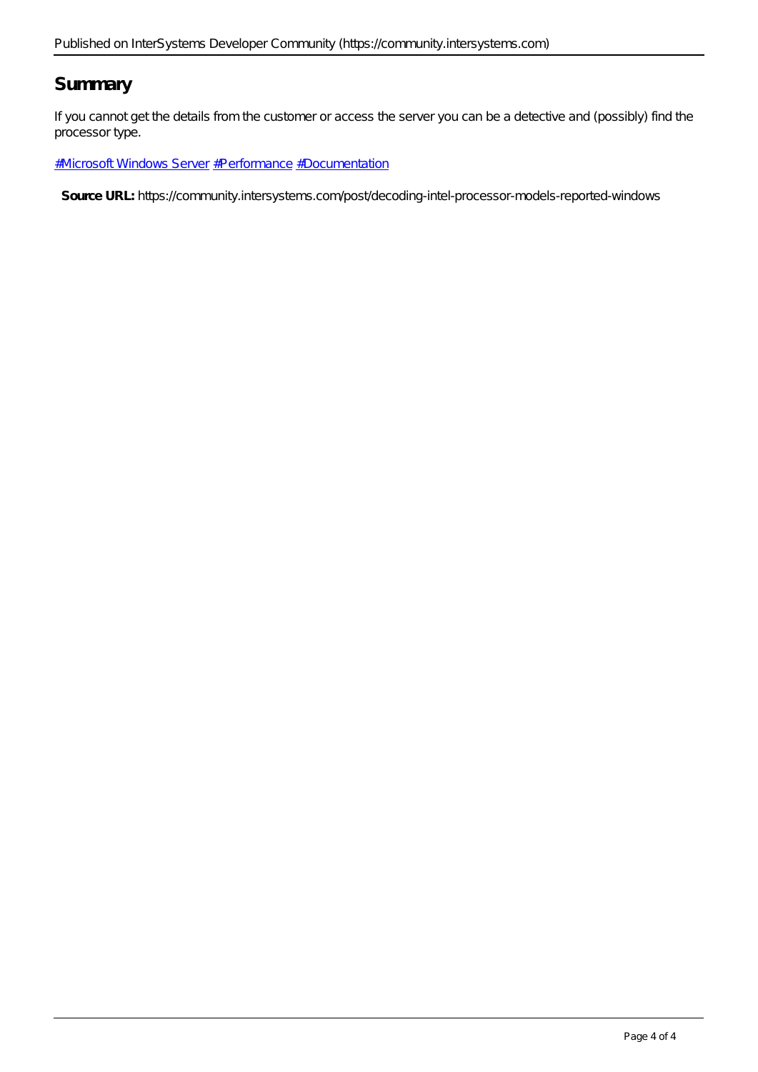## Summary

If you cannot get the details from the customer or access the server you can be a detective and (possibly) find the processor type.

#Microsoft Windows Server #Performance #Documentation

**Source URL:** https://community.intersystems.com/post/decoding-intel-processor-models-reported-windows